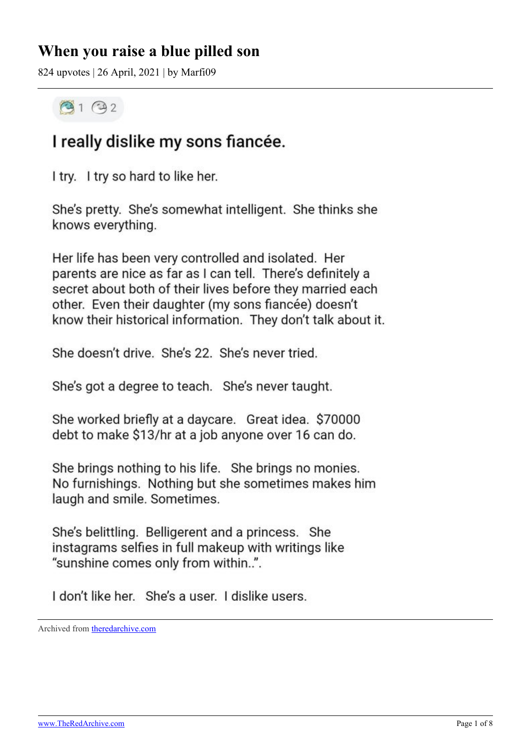# When you raise a blue pilled son

824 upvotes | 26 April, 2021 | by Marfi09

1 2

## I really dislike my sons fiancée.

I try. I try so hard to like her.

She's pretty. She's somewhat intelligent. She thinks she knows everything.

Her life has been very controlled and isolated. Her parents are nice as far as I can tell. There's definitely a secret about both of their lives before they married each other. Even their daughter (my sons fiancée) doesn't know their historical information. They don't talk about it.

She doesn't drive. She's 22. She's never tried.

She's got a degree to teach. She's never taught.

She worked briefly at a daycare. Great idea. $70000 debt to make $13/hr at a job anyone over 16 can do.

She brings nothing to his life. She brings no monies. No furnishings. Nothing but she sometimes makes him laugh and smile. Sometimes.

She's belittling. Belligerent and a princess. She instagrams selfies in full makeup with writings like "sunshine comes only from within..".

I don't like her. She's a user. I dislike users.

Archived from theredarchive.com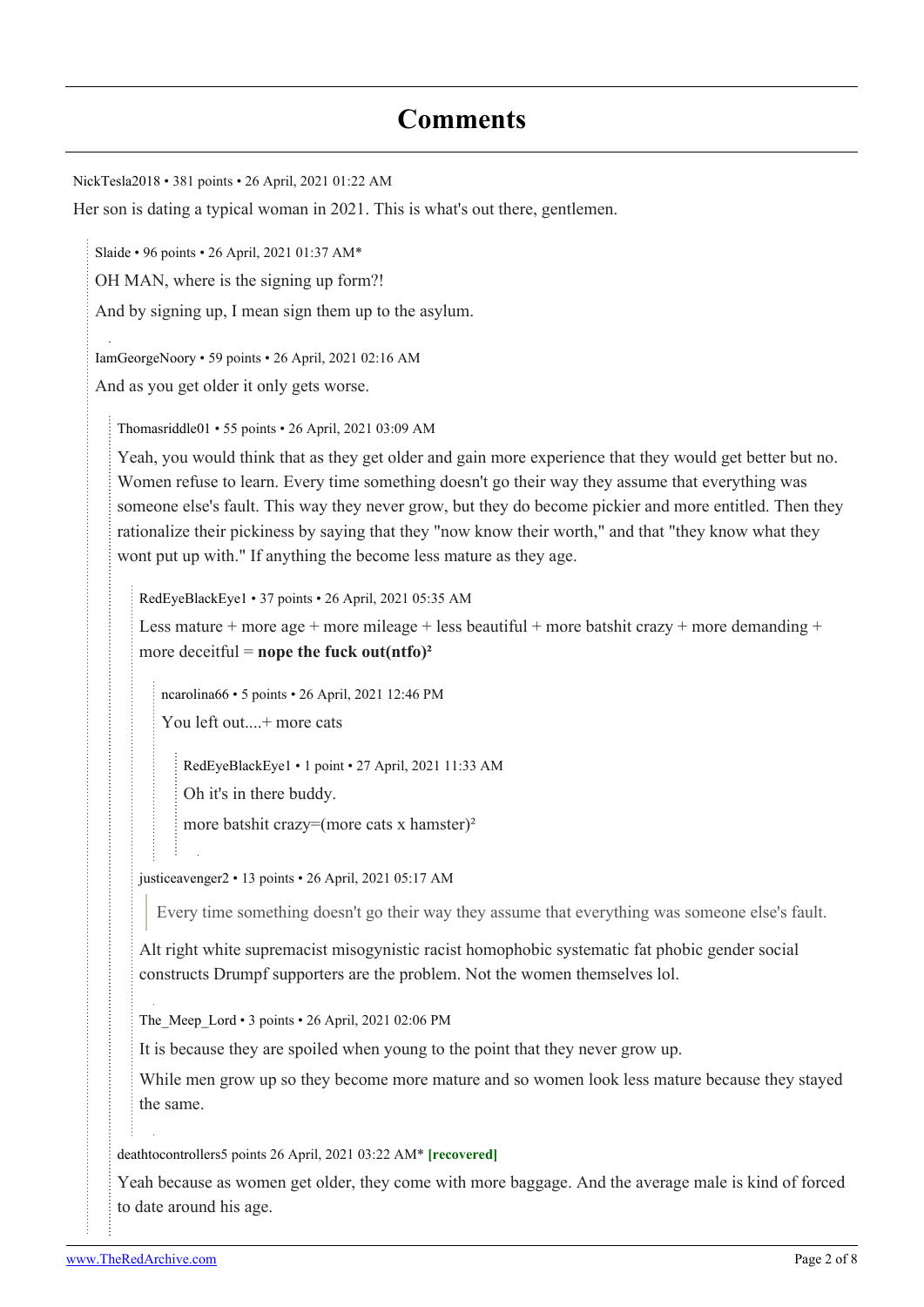## Comments

NickTesla2018 • 381 points • 26 April, 2021 01:22 AM

Her son is dating a typical woman in 2021. This is what's out there, gentlemen.

> Slaide • 96 points • 26 April, 2021 01:37 AM*
>
> OH MAN, where is the signing up form?!
>
> And by signing up, I mean sign them up to the asylum.

> IamGeorgeNoory • 59 points • 26 April, 2021 02:16 AM
>
> And as you get older it only gets worse.
>
> > Thomasriddle01 • 55 points • 26 April, 2021 03:09 AM
> >
> > Yeah, you would think that as they get older and gain more experience that they would get better but no. Women refuse to learn. Every time something doesn't go their way they assume that everything was someone else's fault. This way they never grow, but they do become pickier and more entitled. Then they rationalize their pickiness by saying that they "now know their worth," and that "they know what they wont put up with." If anything the become less mature as they age.
> >
> > > RedEyeBlackEye1 • 37 points • 26 April, 2021 05:35 AM
> > >
> > > Less mature + more age + more mileage + less beautiful + more batshit crazy + more demanding + more deceitful = **nope the fuck out(ntfo)$^2$**
> > >
> > > > ncarolina66 • 5 points • 26 April, 2021 12:46 PM
> > > >
> > > > You left out....+ more cats
> > > >
> > > > > RedEyeBlackEye1 • 1 point • 27 April, 2021 11:33 AM
> > > > >
> > > > > Oh it's in there buddy.
> > > > >
> > > > > more batshit crazy=(more cats x hamster)$^2$
> > >
> > > justiceavenger2 • 13 points • 26 April, 2021 05:17 AM
> > >
> > > > Every time something doesn't go their way they assume that everything was someone else's fault.
> > >
> > > Alt right white supremacist misogynistic racist homophobic systematic fat phobic gender social constructs Drumpf supporters are the problem. Not the women themselves lol.
> > >
> > > The_Meep_Lord • 3 points • 26 April, 2021 02:06 PM
> > >
> > > It is because they are spoiled when young to the point that they never grow up.
> > >
> > > While men grow up so they become more mature and so women look less mature because they stayed the same.
> >
> > deathtocontrollers5 points 26 April, 2021 03:22 AM* **[recovered]**
> >
> > Yeah because as women get older, they come with more baggage. And the average male is kind of forced to date around his age.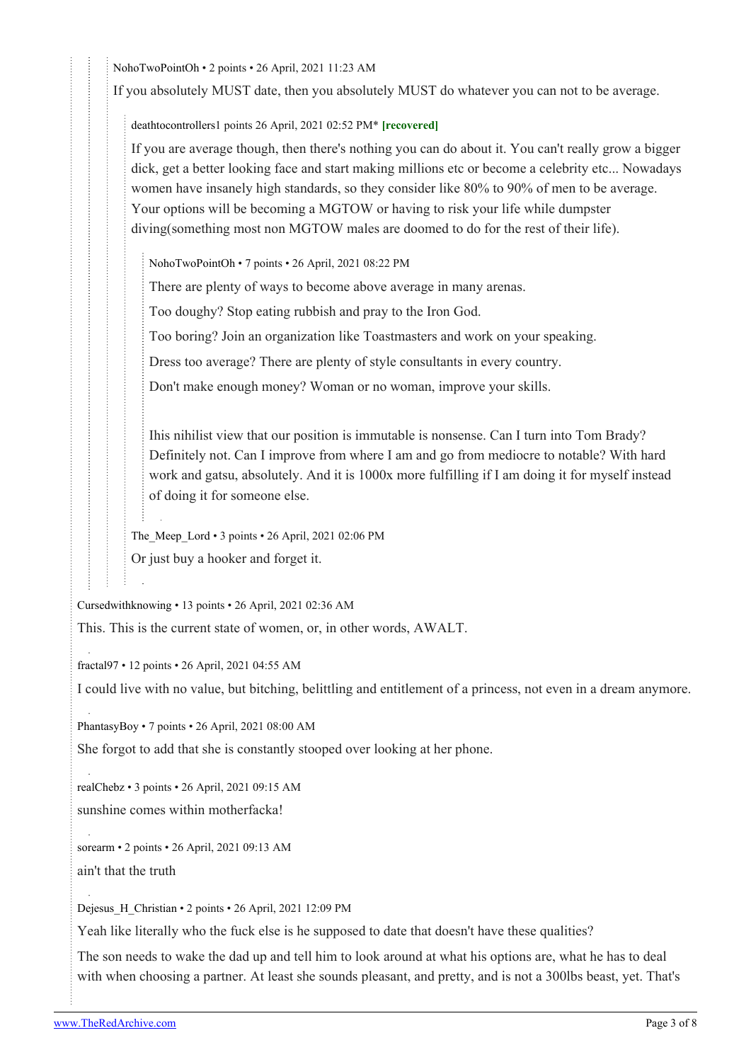NohoTwoPointOh • 2 points • 26 April, 2021 11:23 AM

If you absolutely MUST date, then you absolutely MUST do whatever you can not to be average.

> deathtocontrollers1 points 26 April, 2021 02:52 PM* **[recovered]**
>
> If you are average though, then there's nothing you can do about it. You can't really grow a bigger dick, get a better looking face and start making millions etc or become a celebrity etc... Nowadays women have insanely high standards, so they consider like 80% to 90% of men to be average. Your options will be becoming a MGTOW or having to risk your life while dumpster diving(something most non MGTOW males are doomed to do for the rest of their life).
>
> > NohoTwoPointOh • 7 points • 26 April, 2021 08:22 PM
> >
> > There are plenty of ways to become above average in many arenas.
> >
> > Too doughy? Stop eating rubbish and pray to the Iron God.
> >
> > Too boring? Join an organization like Toastmasters and work on your speaking.
> >
> > Dress too average? There are plenty of style consultants in every country.
> >
> > Don't make enough money? Woman or no woman, improve your skills.
> >
> > Ihis nihilist view that our position is immutable is nonsense. Can I turn into Tom Brady? Definitely not. Can I improve from where I am and go from mediocre to notable? With hard work and gatsu, absolutely. And it is 1000x more fulfilling if I am doing it for myself instead of doing it for someone else.
>
> The_Meep_Lord • 3 points • 26 April, 2021 02:06 PM
>
> Or just buy a hooker and forget it.

Cursedwithknowing • 13 points • 26 April, 2021 02:36 AM

This. This is the current state of women, or, in other words, AWALT.

fractal97 • 12 points • 26 April, 2021 04:55 AM

I could live with no value, but bitching, belittling and entitlement of a princess, not even in a dream anymore.

PhantasyBoy • 7 points • 26 April, 2021 08:00 AM

She forgot to add that she is constantly stooped over looking at her phone.

realChebz • 3 points • 26 April, 2021 09:15 AM

sunshine comes within motherfacka!

sorearm • 2 points • 26 April, 2021 09:13 AM

ain't that the truth

Dejesus_H_Christian • 2 points • 26 April, 2021 12:09 PM

Yeah like literally who the fuck else is he supposed to date that doesn't have these qualities?

The son needs to wake the dad up and tell him to look around at what his options are, what he has to deal with when choosing a partner. At least she sounds pleasant, and pretty, and is not a 300lbs beast, yet. That's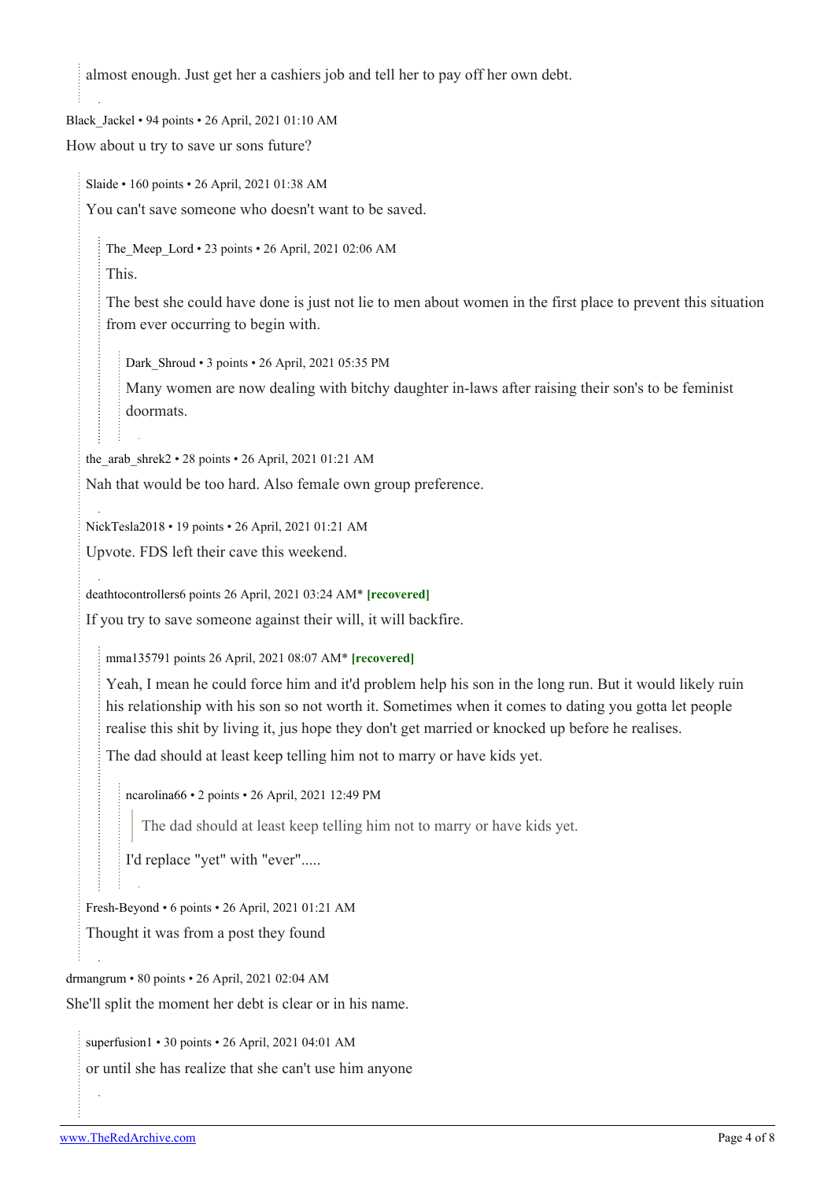almost enough. Just get her a cashiers job and tell her to pay off her own debt.

Black_Jackel • 94 points • 26 April, 2021 01:10 AM

How about u try to save ur sons future?

> Slaide • 160 points • 26 April, 2021 01:38 AM
>
> You can't save someone who doesn't want to be saved.
>
> > The_Meep_Lord • 23 points • 26 April, 2021 02:06 AM
> >
> > This.
> >
> > The best she could have done is just not lie to men about women in the first place to prevent this situation from ever occurring to begin with.
> >
> > > Dark_Shroud • 3 points • 26 April, 2021 05:35 PM
> > >
> > > Many women are now dealing with bitchy daughter in-laws after raising their son's to be feminist doormats.
>
> the_arab_shrek2 • 28 points • 26 April, 2021 01:21 AM
>
> Nah that would be too hard. Also female own group preference.
>
> NickTesla2018 • 19 points • 26 April, 2021 01:21 AM
>
> Upvote. FDS left their cave this weekend.
>
> deathtocontrollers6 points 26 April, 2021 03:24 AM* **[recovered]**
>
> If you try to save someone against their will, it will backfire.
>
> > mma135791 points 26 April, 2021 08:07 AM* **[recovered]**
> >
> > Yeah, I mean he could force him and it'd problem help his son in the long run. But it would likely ruin his relationship with his son so not worth it. Sometimes when it comes to dating you gotta let people realise this shit by living it, jus hope they don't get married or knocked up before he realises.
> >
> > The dad should at least keep telling him not to marry or have kids yet.
> >
> > > ncarolina66 • 2 points • 26 April, 2021 12:49 PM
> > >
> > > > The dad should at least keep telling him not to marry or have kids yet.
> > >
> > > I'd replace "yet" with "ever".....
>
> Fresh-Beyond • 6 points • 26 April, 2021 01:21 AM
>
> Thought it was from a post they found

drmangrum • 80 points • 26 April, 2021 02:04 AM

She'll split the moment her debt is clear or in his name.

> superfusion1 • 30 points • 26 April, 2021 04:01 AM
>
> or until she has realize that she can't use him anyone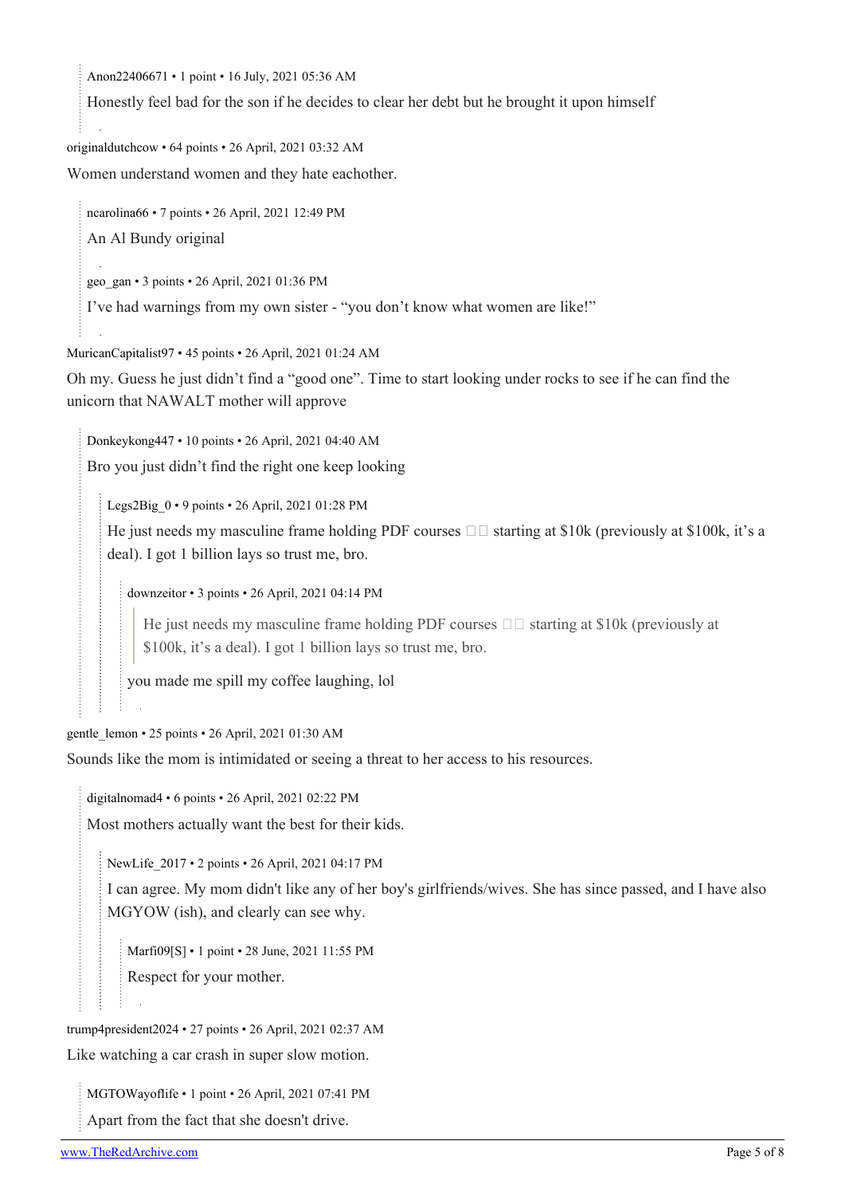Anon22406671 • 1 point • 16 July, 2021 05:36 AM

Honestly feel bad for the son if he decides to clear her debt but he brought it upon himself

originaldutchcow • 64 points • 26 April, 2021 03:32 AM

Women understand women and they hate eachother.

> ncarolina66 • 7 points • 26 April, 2021 12:49 PM
>
> An Al Bundy original

> geo_gan • 3 points • 26 April, 2021 01:36 PM
>
> I've had warnings from my own sister - "you don't know what women are like!"

MuricanCapitalist97 • 45 points • 26 April, 2021 01:24 AM

Oh my. Guess he just didn't find a "good one". Time to start looking under rocks to see if he can find the unicorn that NAWALT mother will approve

> Donkeykong447 • 10 points • 26 April, 2021 04:40 AM
>
> Bro you just didn't find the right one keep looking
>
> > Legs2Big_0 • 9 points • 26 April, 2021 01:28 PM
> >
> > He just needs my masculine frame holding PDF courses □□ starting at $10k (previously at $100k, it's a deal). I got 1 billion lays so trust me, bro.
> >
> > > downzeitor • 3 points • 26 April, 2021 04:14 PM
> > >
> > > > He just needs my masculine frame holding PDF courses □□ starting at $10k (previously at $100k, it's a deal). I got 1 billion lays so trust me, bro.
> > >
> > > you made me spill my coffee laughing, lol

gentle_lemon • 25 points • 26 April, 2021 01:30 AM

Sounds like the mom is intimidated or seeing a threat to her access to his resources.

> digitalnomad4 • 6 points • 26 April, 2021 02:22 PM
>
> Most mothers actually want the best for their kids.
>
> > NewLife_2017 • 2 points • 26 April, 2021 04:17 PM
> >
> > I can agree. My mom didn't like any of her boy's girlfriends/wives. She has since passed, and I have also MGYOW (ish), and clearly can see why.
> >
> > > Marfi09[S] • 1 point • 28 June, 2021 11:55 PM
> > >
> > > Respect for your mother.

trump4president2024 • 27 points • 26 April, 2021 02:37 AM

Like watching a car crash in super slow motion.

> MGTOWayoflife • 1 point • 26 April, 2021 07:41 PM
>
> Apart from the fact that she doesn't drive.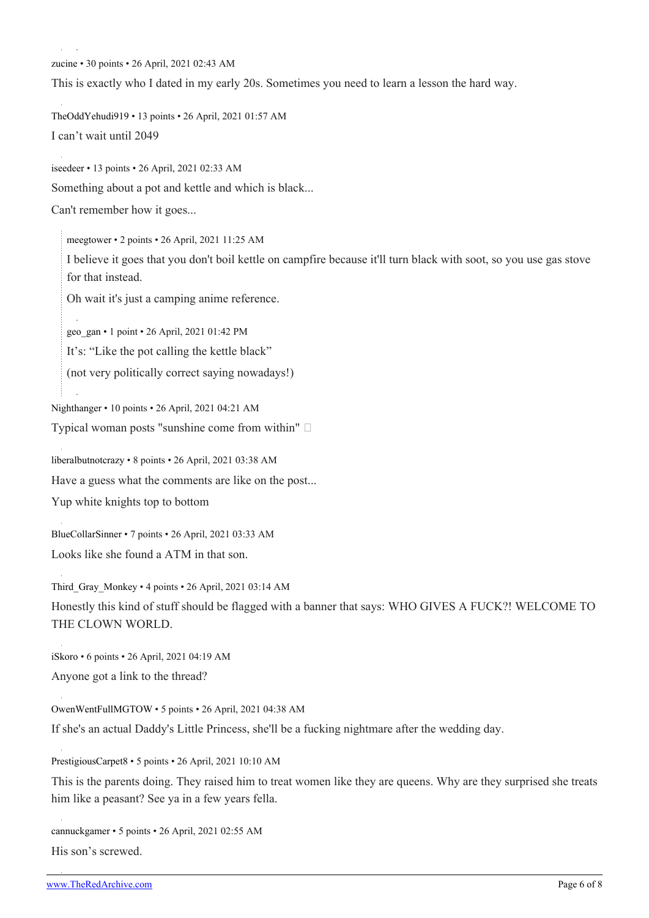zucine • 30 points • 26 April, 2021 02:43 AM

This is exactly who I dated in my early 20s. Sometimes you need to learn a lesson the hard way.

TheOddYehudi919 • 13 points • 26 April, 2021 01:57 AM

I can't wait until 2049

iseedeer • 13 points • 26 April, 2021 02:33 AM

Something about a pot and kettle and which is black...

Can't remember how it goes...

> meegtower • 2 points • 26 April, 2021 11:25 AM
>
> I believe it goes that you don't boil kettle on campfire because it'll turn black with soot, so you use gas stove for that instead.
>
> Oh wait it's just a camping anime reference.
>
> geo_gan • 1 point • 26 April, 2021 01:42 PM
>
> It's: "Like the pot calling the kettle black"
>
> (not very politically correct saying nowadays!)

Nighthanger • 10 points • 26 April, 2021 04:21 AM

Typical woman posts "sunshine come from within" 

liberalbutnotcrazy • 8 points • 26 April, 2021 03:38 AM

Have a guess what the comments are like on the post...

Yup white knights top to bottom

BlueCollarSinner • 7 points • 26 April, 2021 03:33 AM

Looks like she found a ATM in that son.

Third_Gray_Monkey • 4 points • 26 April, 2021 03:14 AM

Honestly this kind of stuff should be flagged with a banner that says: WHO GIVES A FUCK?! WELCOME TO THE CLOWN WORLD.

iSkoro • 6 points • 26 April, 2021 04:19 AM

Anyone got a link to the thread?

OwenWentFullMGTOW • 5 points • 26 April, 2021 04:38 AM

If she's an actual Daddy's Little Princess, she'll be a fucking nightmare after the wedding day.

PrestigiousCarpet8 • 5 points • 26 April, 2021 10:10 AM

This is the parents doing. They raised him to treat women like they are queens. Why are they surprised she treats him like a peasant? See ya in a few years fella.

cannuckgamer • 5 points • 26 April, 2021 02:55 AM

His son's screwed.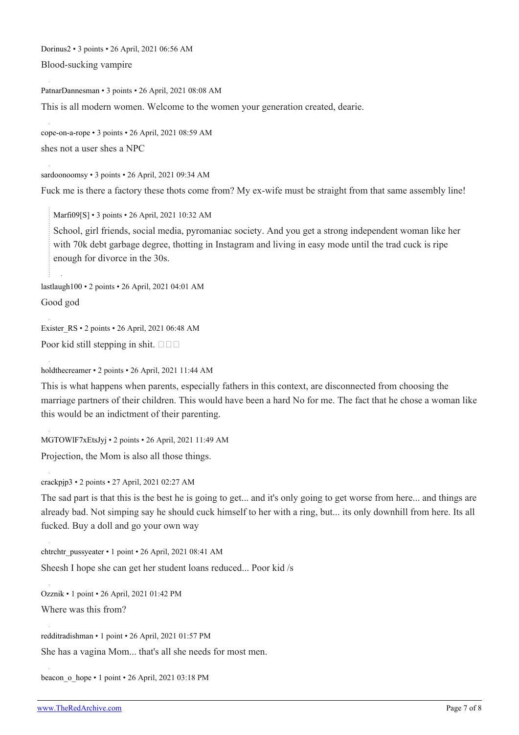Dorinus2 • 3 points • 26 April, 2021 06:56 AM

Blood-sucking vampire

PatnarDannesman • 3 points • 26 April, 2021 08:08 AM

This is all modern women. Welcome to the women your generation created, dearie.

cope-on-a-rope • 3 points • 26 April, 2021 08:59 AM

shes not a user shes a NPC

sardoonoomsy • 3 points • 26 April, 2021 09:34 AM

Fuck me is there a factory these thots come from? My ex-wife must be straight from that same assembly line!

> Marfi09[S] • 3 points • 26 April, 2021 10:32 AM
>
> School, girl friends, social media, pyromaniac society. And you get a strong independent woman like her with 70k debt garbage degree, thotting in Instagram and living in easy mode until the trad cuck is ripe enough for divorce in the 30s.

lastlaugh100 • 2 points • 26 April, 2021 04:01 AM

Good god

Exister_RS • 2 points • 26 April, 2021 06:48 AM

Poor kid still stepping in shit. □□□

holdthecreamer • 2 points • 26 April, 2021 11:44 AM

This is what happens when parents, especially fathers in this context, are disconnected from choosing the marriage partners of their children. This would have been a hard No for me. The fact that he chose a woman like this would be an indictment of their parenting.

MGTOWlF7xEtsJyj • 2 points • 26 April, 2021 11:49 AM

Projection, the Mom is also all those things.

crackpjp3 • 2 points • 27 April, 2021 02:27 AM

The sad part is that this is the best he is going to get... and it's only going to get worse from here... and things are already bad. Not simping say he should cuck himself to her with a ring, but... its only downhill from here. Its all fucked. Buy a doll and go your own way

chtrchtr_pussyeater • 1 point • 26 April, 2021 08:41 AM

Sheesh I hope she can get her student loans reduced... Poor kid /s

Ozznik • 1 point • 26 April, 2021 01:42 PM

Where was this from?

redditradishman • 1 point • 26 April, 2021 01:57 PM

She has a vagina Mom... that's all she needs for most men.

beacon_o_hope • 1 point • 26 April, 2021 03:18 PM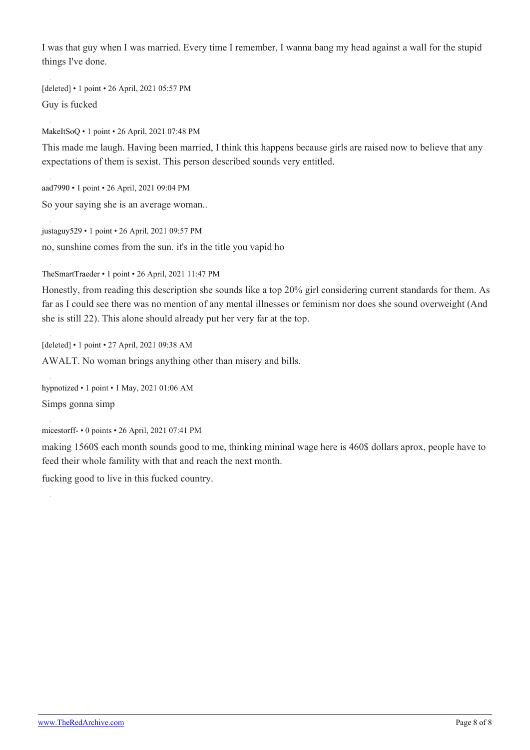I was that guy when I was married. Every time I remember, I wanna bang my head against a wall for the stupid things I've done.

[deleted] • 1 point • 26 April, 2021 05:57 PM

Guy is fucked

MakeItSoQ • 1 point • 26 April, 2021 07:48 PM

This made me laugh. Having been married, I think this happens because girls are raised now to believe that any expectations of them is sexist. This person described sounds very entitled.

aad7990 • 1 point • 26 April, 2021 09:04 PM

So your saying she is an average woman..

justaguy529 • 1 point • 26 April, 2021 09:57 PM

no, sunshine comes from the sun. it's in the title you vapid ho

TheSmartTraeder • 1 point • 26 April, 2021 11:47 PM

Honestly, from reading this description she sounds like a top 20% girl considering current standards for them. As far as I could see there was no mention of any mental illnesses or feminism nor does she sound overweight (And she is still 22). This alone should already put her very far at the top.

[deleted] • 1 point • 27 April, 2021 09:38 AM

AWALT. No woman brings anything other than misery and bills.

hypnotized • 1 point • 1 May, 2021 01:06 AM

Simps gonna simp

micestorff- • 0 points • 26 April, 2021 07:41 PM

making 1560$ each month sounds good to me, thinking mininal wage here is 460$ dollars aprox, people have to feed their whole famility with that and reach the next month.

fucking good to live in this fucked country.